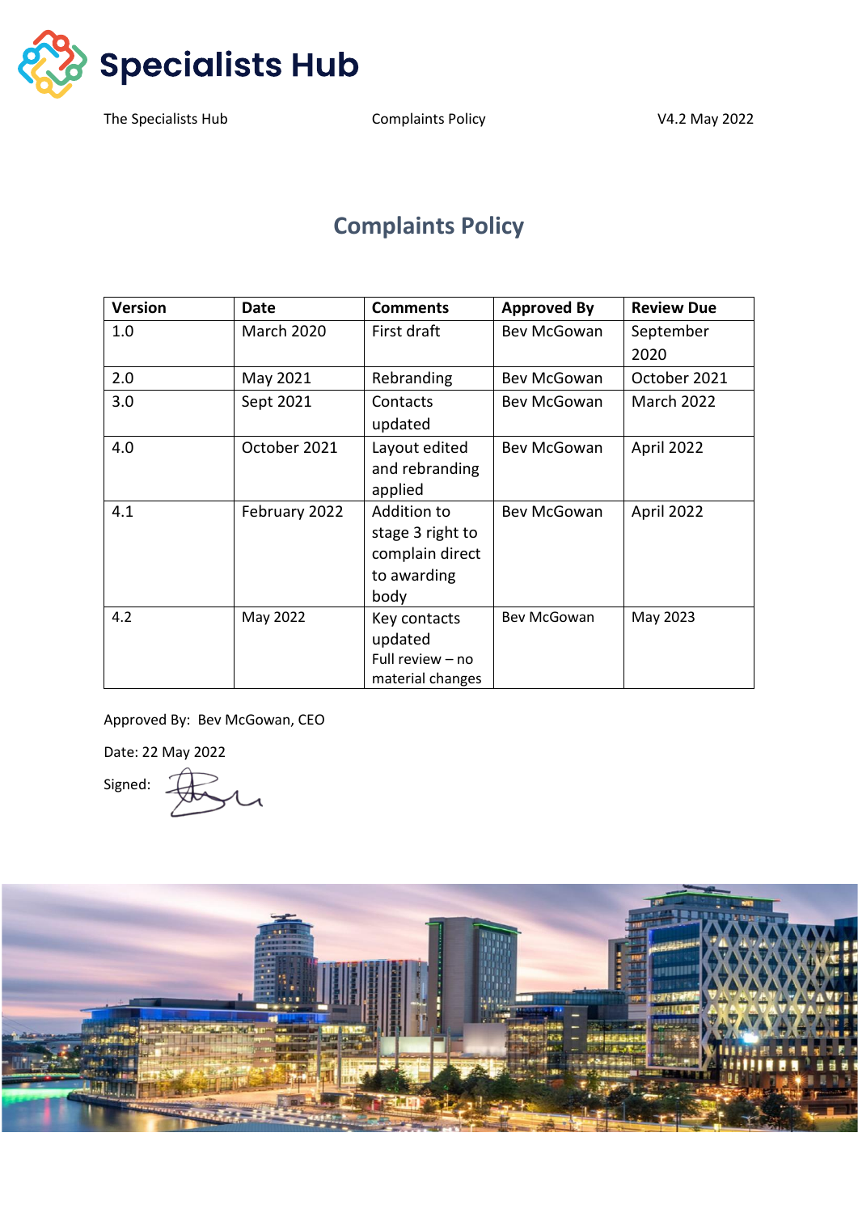Specialists Hub

The Specialists Hub Complaints Policy V4.2 May 2022

# Complaints Policy

| Version | Date | Comments | Approved By | Review Due |
|---|---|---|---|---|
| 1.0 | March 2020 | First draft | Bev McGowan | September 2020 |
| 2.0 | May 2021 | Rebranding | Bev McGowan | October 2021 |
| 3.0 | Sept 2021 | Contacts updated | Bev McGowan | March 2022 |
| 4.0 | October 2021 | Layout edited and rebranding applied | Bev McGowan | April 2022 |
| 4.1 | February 2022 | Addition to stage 3 right to complain direct to awarding body | Bev McGowan | April 2022 |
| 4.2 | May 2022 | Key contacts updated<br>Full review – no material changes | Bev McGowan | May 2023 |

Approved By: Bev McGowan, CEO

Date: 22 May 2022

Signed: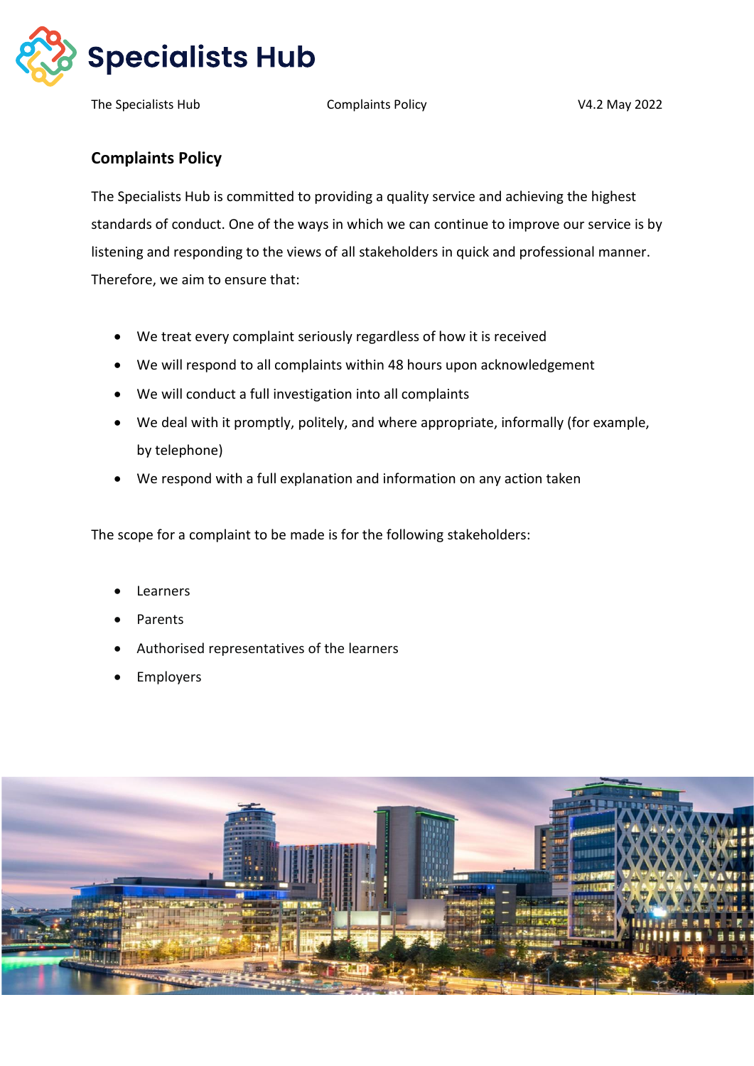## Complaints Policy

The Specialists Hub is committed to providing a quality service and achieving the highest standards of conduct. One of the ways in which we can continue to improve our service is by listening and responding to the views of all stakeholders in quick and professional manner. Therefore, we aim to ensure that:

- We treat every complaint seriously regardless of how it is received
- We will respond to all complaints within 48 hours upon acknowledgement
- We will conduct a full investigation into all complaints
- We deal with it promptly, politely, and where appropriate, informally (for example, by telephone)
- We respond with a full explanation and information on any action taken

The scope for a complaint to be made is for the following stakeholders:

- Learners
- Parents
- Authorised representatives of the learners
- Employers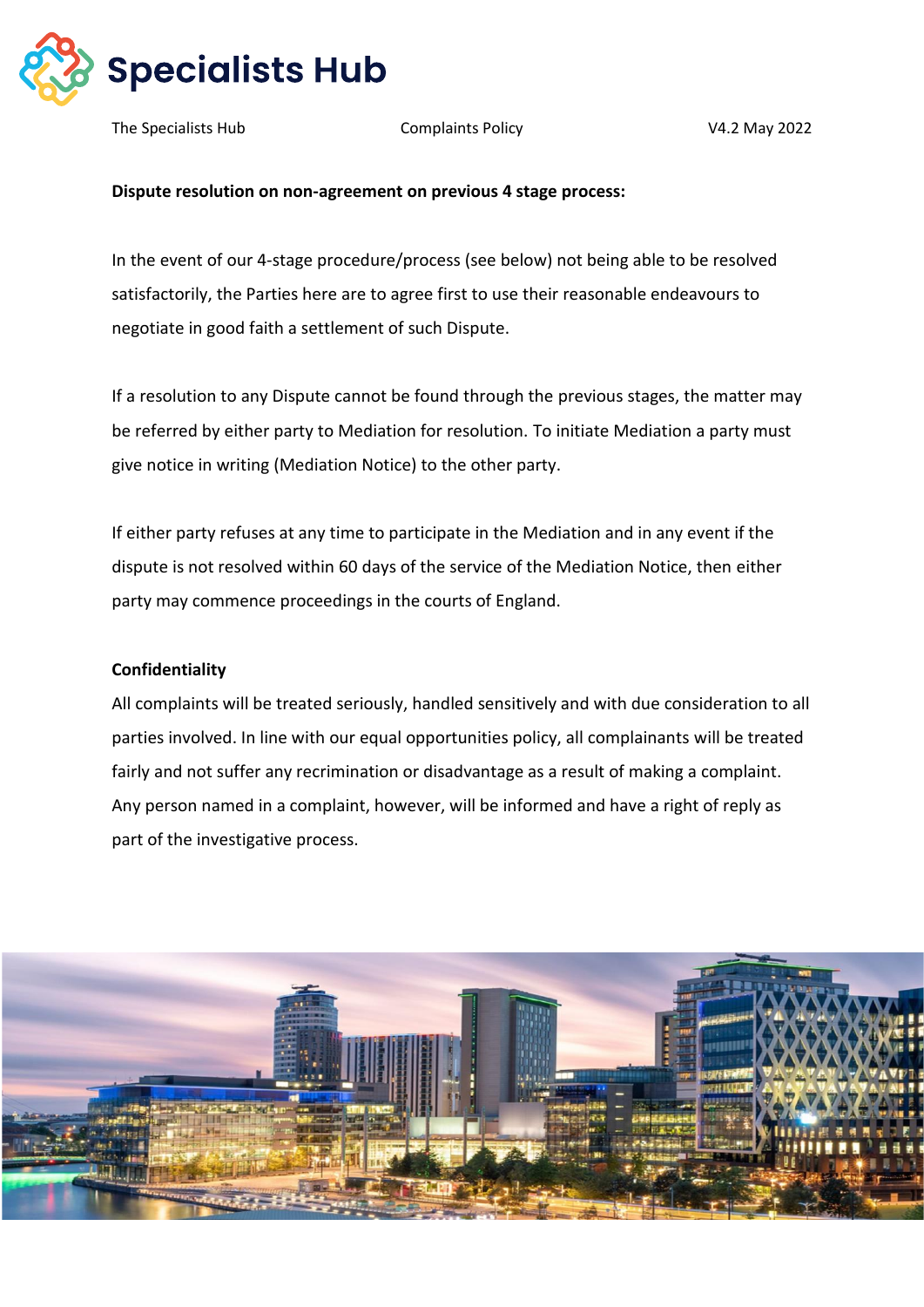**Dispute resolution on non-agreement on previous 4 stage process:**

In the event of our 4-stage procedure/process (see below) not being able to be resolved satisfactorily, the Parties here are to agree first to use their reasonable endeavours to negotiate in good faith a settlement of such Dispute.

If a resolution to any Dispute cannot be found through the previous stages, the matter may be referred by either party to Mediation for resolution. To initiate Mediation a party must give notice in writing (Mediation Notice) to the other party.

If either party refuses at any time to participate in the Mediation and in any event if the dispute is not resolved within 60 days of the service of the Mediation Notice, then either party may commence proceedings in the courts of England.

**Confidentiality**

All complaints will be treated seriously, handled sensitively and with due consideration to all parties involved. In line with our equal opportunities policy, all complainants will be treated fairly and not suffer any recrimination or disadvantage as a result of making a complaint. Any person named in a complaint, however, will be informed and have a right of reply as part of the investigative process.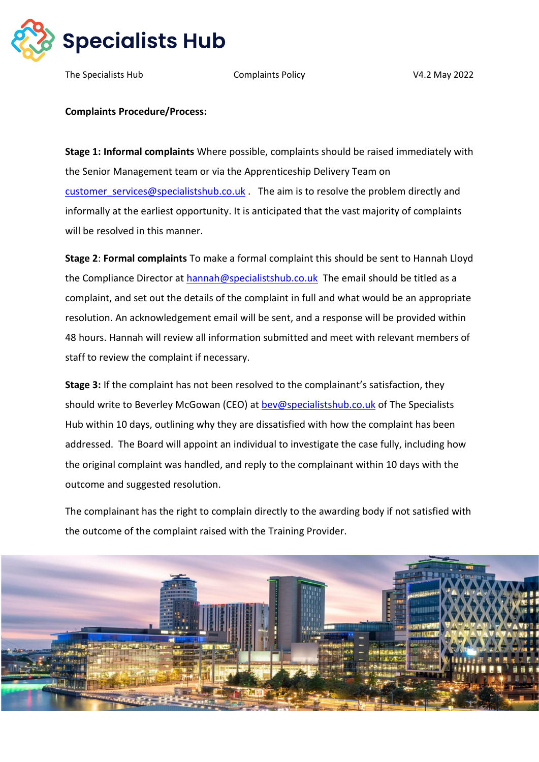**Complaints Procedure/Process:**

**Stage 1: Informal complaints** Where possible, complaints should be raised immediately with the Senior Management team or via the Apprenticeship Delivery Team on customer_services@specialistshub.co.uk . The aim is to resolve the problem directly and informally at the earliest opportunity. It is anticipated that the vast majority of complaints will be resolved in this manner.

**Stage 2**: **Formal complaints** To make a formal complaint this should be sent to Hannah Lloyd the Compliance Director at hannah@specialistshub.co.uk The email should be titled as a complaint, and set out the details of the complaint in full and what would be an appropriate resolution. An acknowledgement email will be sent, and a response will be provided within 48 hours. Hannah will review all information submitted and meet with relevant members of staff to review the complaint if necessary.

**Stage 3:** If the complaint has not been resolved to the complainant's satisfaction, they should write to Beverley McGowan (CEO) at bev@specialistshub.co.uk of The Specialists Hub within 10 days, outlining why they are dissatisfied with how the complaint has been addressed. The Board will appoint an individual to investigate the case fully, including how the original complaint was handled, and reply to the complainant within 10 days with the outcome and suggested resolution.

The complainant has the right to complain directly to the awarding body if not satisfied with the outcome of the complaint raised with the Training Provider.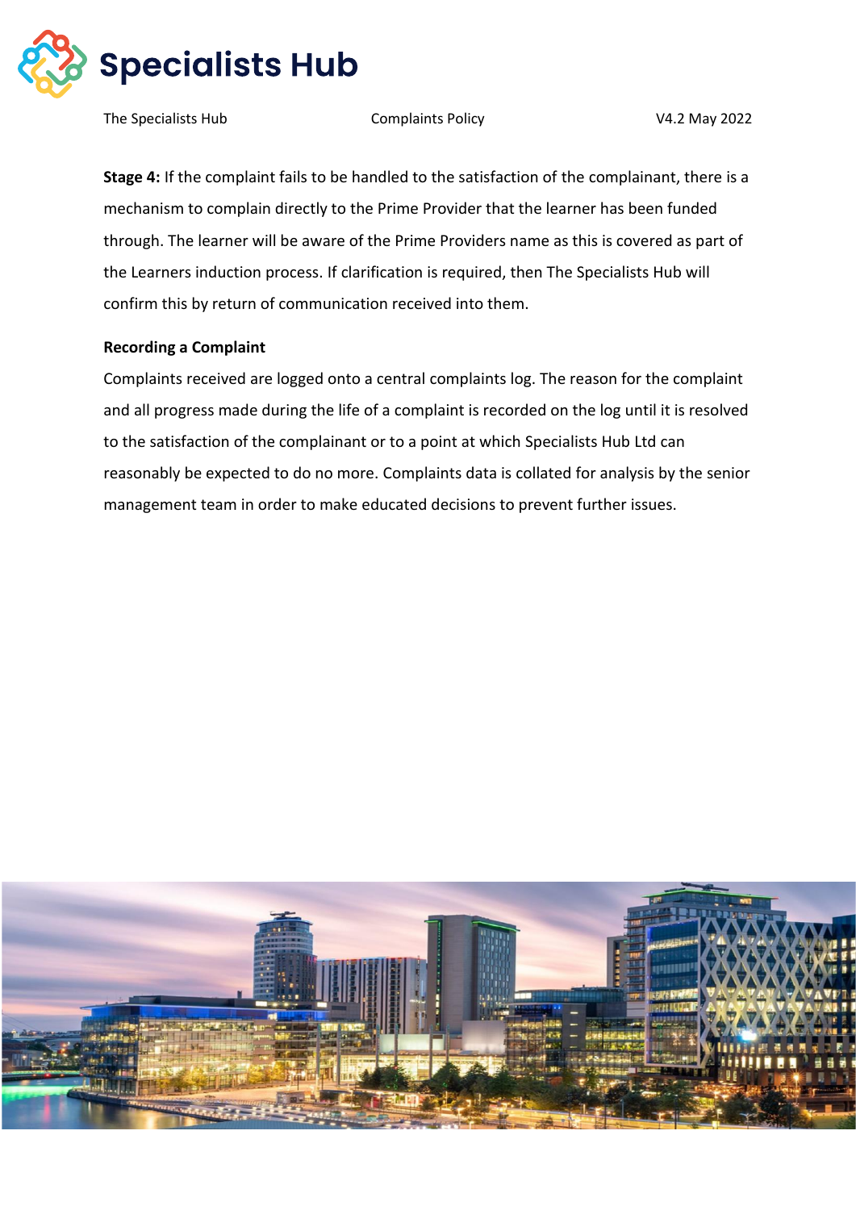**Stage 4:** If the complaint fails to be handled to the satisfaction of the complainant, there is a mechanism to complain directly to the Prime Provider that the learner has been funded through. The learner will be aware of the Prime Providers name as this is covered as part of the Learners induction process. If clarification is required, then The Specialists Hub will confirm this by return of communication received into them.

**Recording a Complaint**

Complaints received are logged onto a central complaints log. The reason for the complaint and all progress made during the life of a complaint is recorded on the log until it is resolved to the satisfaction of the complainant or to a point at which Specialists Hub Ltd can reasonably be expected to do no more. Complaints data is collated for analysis by the senior management team in order to make educated decisions to prevent further issues.